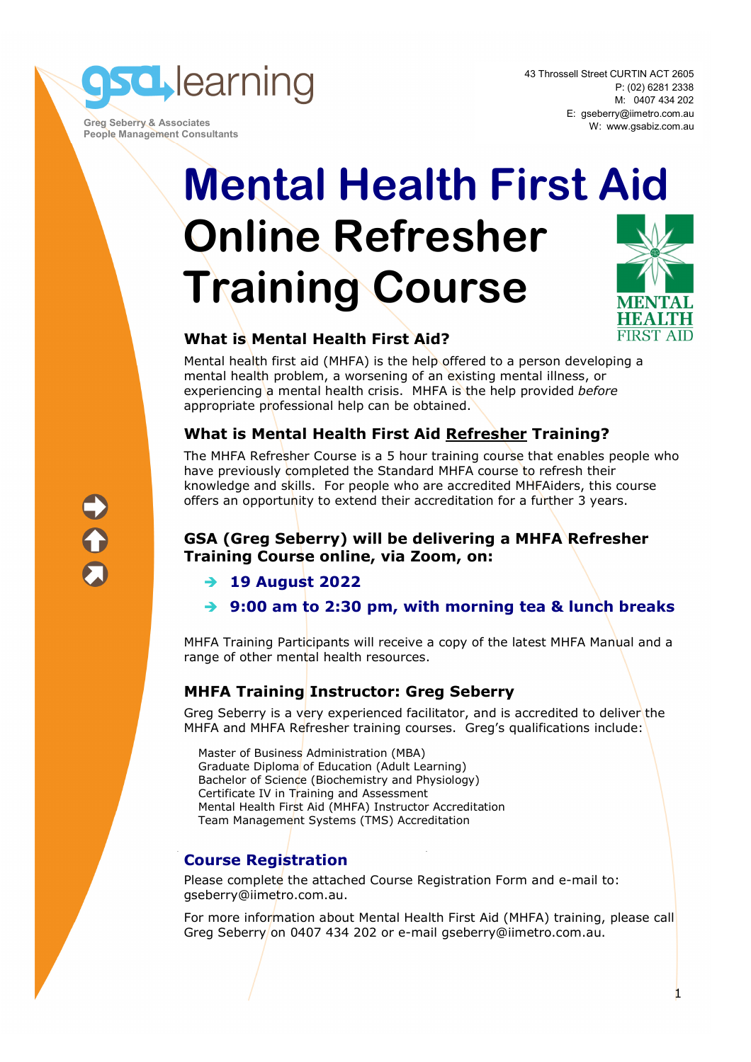gsa learning

Greg Seberry & Associates
People Management Consultants

43 Throssell Street CURTIN ACT 2605
P: (02) 6281 2338
M: 0407 434 202
E: gseberry@iimetro.com.au
W: www.gsabiz.com.au

# Mental Health First Aid Online Refresher Training Course

MENTAL HEALTH FIRST AID

### What is Mental Health First Aid?

Mental health first aid (MHFA) is the help offered to a person developing a mental health problem, a worsening of an existing mental illness, or experiencing a mental health crisis. MHFA is the help provided *before* appropriate professional help can be obtained.

### What is Mental Health First Aid Refresher Training?

The MHFA Refresher Course is a 5 hour training course that enables people who have previously completed the Standard MHFA course to refresh their knowledge and skills. For people who are accredited MHFAiders, this course offers an opportunity to extend their accreditation for a further 3 years.

### GSA (Greg Seberry) will be delivering a MHFA Refresher Training Course online, via Zoom, on:

- **19 August 2022**
- **9:00 am to 2:30 pm, with morning tea & lunch breaks**

MHFA Training Participants will receive a copy of the latest MHFA Manual and a range of other mental health resources.

### MHFA Training Instructor: Greg Seberry

Greg Seberry is a very experienced facilitator, and is accredited to deliver the MHFA and MHFA Refresher training courses. Greg's qualifications include:

Master of Business Administration (MBA)
Graduate Diploma of Education (Adult Learning)
Bachelor of Science (Biochemistry and Physiology)
Certificate IV in Training and Assessment
Mental Health First Aid (MHFA) Instructor Accreditation
Team Management Systems (TMS) Accreditation

### Course Registration

Please complete the attached Course Registration Form and e-mail to: gseberry@iimetro.com.au.

For more information about Mental Health First Aid (MHFA) training, please call Greg Seberry on 0407 434 202 or e-mail gseberry@iimetro.com.au.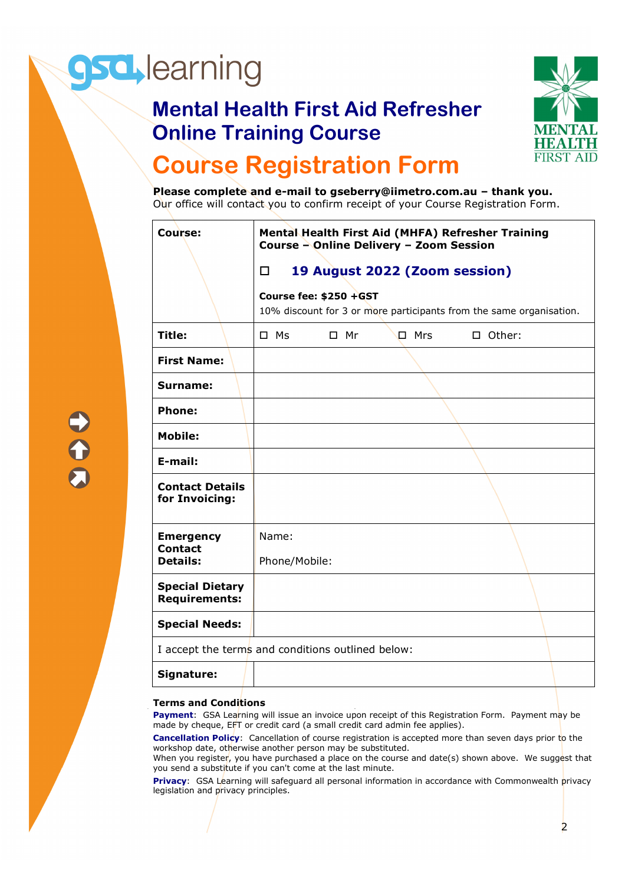gsa learning

# Mental Health First Aid Refresher Online Training Course

MENTAL HEALTH FIRST AID

# Course Registration Form

**Please complete and e-mail to gseberry@iimetro.com.au – thank you.**
Our office will contact you to confirm receipt of your Course Registration Form.

| | |
|---|---|
| **Course:** | **Mental Health First Aid (MHFA) Refresher Training Course – Online Delivery – Zoom Session**<br><br>☐ **19 August 2022 (Zoom session)**<br><br>**Course fee: $250 +GST**<br>10% discount for 3 or more participants from the same organisation. |
| **Title:** | ☐ Ms ☐ Mr ☐ Mrs ☐ Other: |
| **First Name:** | |
| **Surname:** | |
| **Phone:** | |
| **Mobile:** | |
| **E-mail:** | |
| **Contact Details for Invoicing:** | |
| **Emergency Contact Details:** | Name:<br><br>Phone/Mobile: |
| **Special Dietary Requirements:** | |
| **Special Needs:** | |
| I accept the terms and conditions outlined below: | |
| **Signature:** | |

**Terms and Conditions**

**Payment**: GSA Learning will issue an invoice upon receipt of this Registration Form. Payment may be made by cheque, EFT or credit card (a small credit card admin fee applies).

**Cancellation Policy**: Cancellation of course registration is accepted more than seven days prior to the workshop date, otherwise another person may be substituted.
When you register, you have purchased a place on the course and date(s) shown above. We suggest that you send a substitute if you can't come at the last minute.

**Privacy**: GSA Learning will safeguard all personal information in accordance with Commonwealth privacy legislation and privacy principles.